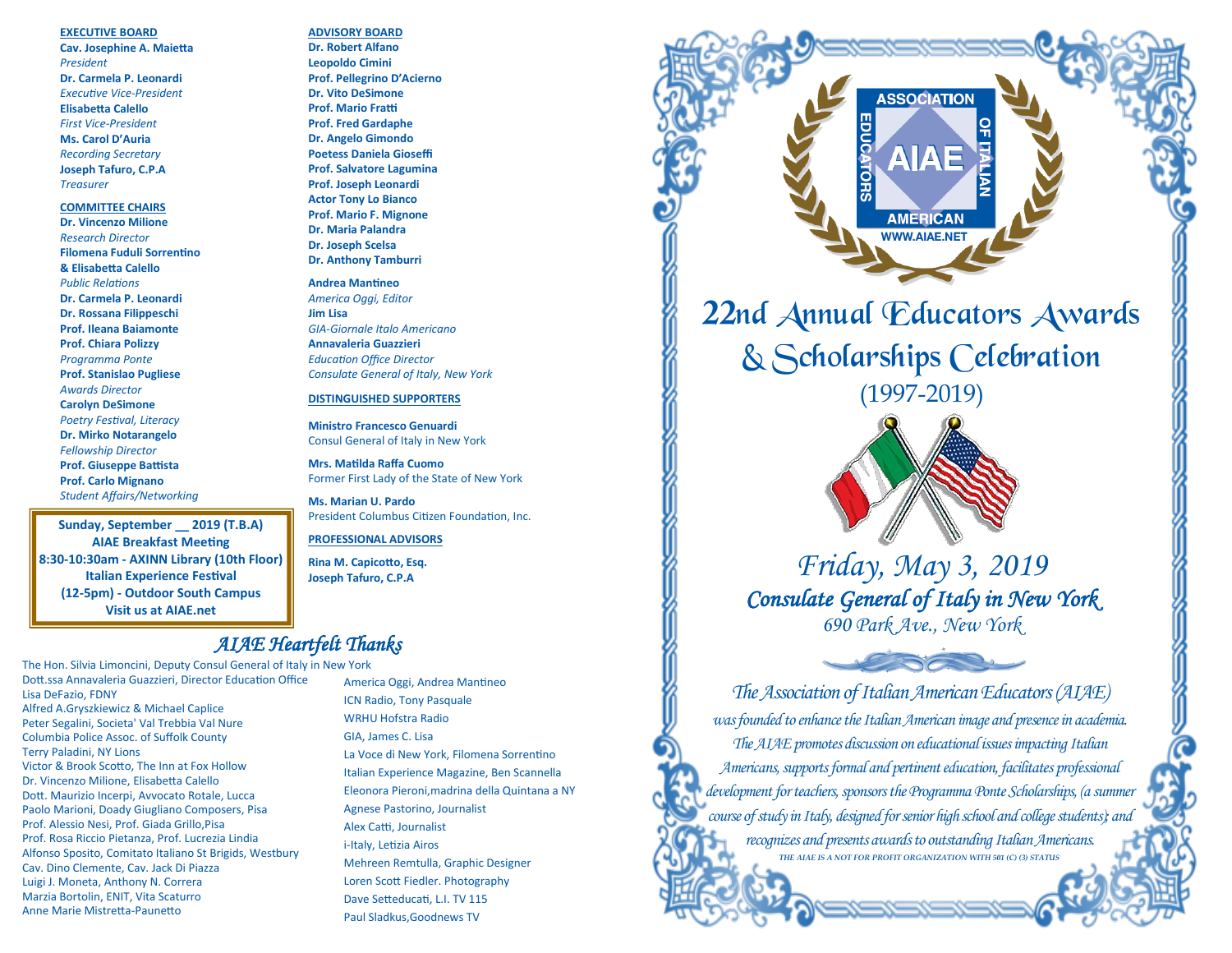## EXECUTIVE BOARD

**Cav. Josephine A. Maietta**
*President*

**Dr. Carmela P. Leonardi**
*Executive Vice-President*

**Elisabetta Calello**
*First Vice-President*

**Ms. Carol D'Auria**
*Recording Secretary*

**Joseph Tafuro, C.P.A**
*Treasurer*

## COMMITTEE CHAIRS

**Dr. Vincenzo Milione**
*Research Director*

**Filomena Fuduli Sorrentino & Elisabetta Calello**
*Public Relations*

**Dr. Carmela P. Leonardi**
**Dr. Rossana Filippeschi**
**Prof. Ileana Baiamonte**
**Prof. Chiara Polizzy**
*Programma Ponte*

**Prof. Stanislao Pugliese**
*Awards Director*

**Carolyn DeSimone**
*Poetry Festival, Literacy*

**Dr. Mirko Notarangelo**
*Fellowship Director*

**Prof. Giuseppe Battista**
**Prof. Carlo Mignano**
*Student Affairs/Networking*

**Sunday, September __ 2019 (T.B.A)**
**AIAE Breakfast Meeting**
**8:30-10:30am - AXINN Library (10th Floor)**
**Italian Experience Festival**
**(12-5pm) - Outdoor South Campus**
**Visit us at AIAE.net**

## ADVISORY BOARD

**Dr. Robert Alfano**
**Leopoldo Cimini**
**Prof. Pellegrino D'Acierno**
**Dr. Vito DeSimone**
**Prof. Mario Fratti**
**Prof. Fred Gardaphe**
**Dr. Angelo Gimondo**
**Poetess Daniela Gioseffi**
**Prof. Salvatore Lagumina**
**Prof. Joseph Leonardi**
**Actor Tony Lo Bianco**
**Prof. Mario F. Mignone**
**Dr. Maria Palandra**
**Dr. Joseph Scelsa**
**Dr. Anthony Tamburri**

**Andrea Mantineo**
*America Oggi, Editor*

**Jim Lisa**
*GIA-Giornale Italo Americano*

**Annavaleria Guazzieri**
*Education Office Director*
*Consulate General of Italy, New York*

## DISTINGUISHED SUPPORTERS

**Ministro Francesco Genuardi**
Consul General of Italy in New York

**Mrs. Matilda Raffa Cuomo**
Former First Lady of the State of New York

**Ms. Marian U. Pardo**
President Columbus Citizen Foundation, Inc.

## PROFESSIONAL ADVISORS

**Rina M. Capicotto, Esq.**
**Joseph Tafuro, C.P.A**

## *AIAE Heartfelt Thanks*

The Hon. Silvia Limoncini, Deputy Consul General of Italy in New York
Dott.ssa Annavaleria Guazzieri, Director Education Office
Lisa DeFazio, FDNY
Alfred A.Gryszkiewicz & Michael Caplice
Peter Segalini, Societa' Val Trebbia Val Nure
Columbia Police Assoc. of Suffolk County
Terry Paladini, NY Lions
Victor & Brook Scotto, The Inn at Fox Hollow
Dr. Vincenzo Milione, Elisabetta Calello
Dott. Maurizio Incerpi, Avvocato Rotale, Lucca
Paolo Marioni, Doady Giugliano Composers, Pisa
Prof. Alessio Nesi, Prof. Giada Grillo,Pisa
Prof. Rosa Riccio Pietanza, Prof. Lucrezia Lindia
Alfonso Sposito, Comitato Italiano St Brigids, Westbury
Cav. Dino Clemente, Cav. Jack Di Piazza
Luigi J. Moneta, Anthony N. Correra
Marzia Bortolin, ENIT, Vita Scaturro
Anne Marie Mistretta-Paunetto
America Oggi, Andrea Mantineo
ICN Radio, Tony Pasquale
WRHU Hofstra Radio
GIA, James C. Lisa
La Voce di New York, Filomena Sorrentino
Italian Experience Magazine, Ben Scannella
Eleonora Pieroni,madrina della Quintana a NY
Agnese Pastorino, Journalist
Alex Catti, Journalist
i-Italy, Letizia Airos
Mehreen Remtulla, Graphic Designer
Loren Scott Fiedler. Photography
Dave Setteducati, L.I. TV 115
Paul Sladkus,Goodnews TV

ASSOCIATION OF ITALIAN AMERICAN EDUCATORS
AIAE
WWW.AIAE.NET

# 22nd Annual Educators Awards & Scholarships Celebration

## (1997-2019)

### *Friday, May 3, 2019*

### *Consulate General of Italy in New York*

*690 Park Ave., New York*

*The Association of Italian American Educators (AIAE) was founded to enhance the Italian American image and presence in academia. The AIAE promotes discussion on educational issues impacting Italian Americans, supports formal and pertinent education, facilitates professional development for teachers, sponsors the Programma Ponte Scholarships, (a summer course of study in Italy, designed for senior high school and college students); and recognizes and presents awards to outstanding Italian Americans.*

*THE AIAE IS A NOT FOR PROFIT ORGANIZATION WITH 501 (C) (3) STATUS*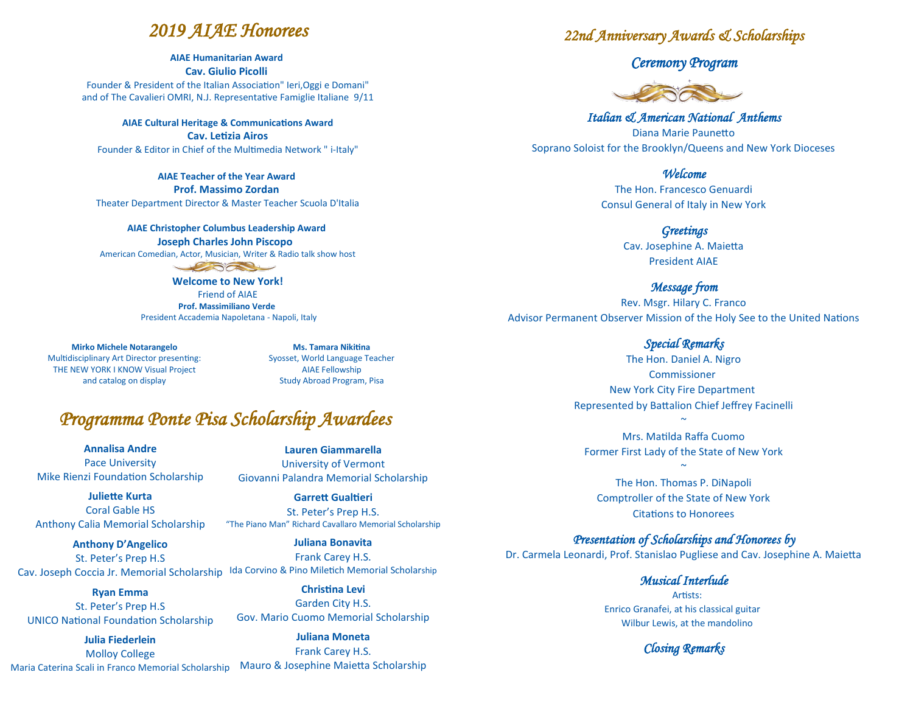# *2019 AIAE Honorees*

**AIAE Humanitarian Award**

**Cav. Giulio Picolli**

Founder & President of the Italian Association" Ieri,Oggi e Domani"
and of The Cavalieri OMRI, N.J. Representative Famiglie Italiane 9/11

**AIAE Cultural Heritage & Communications Award**

**Cav. Letizia Airos**

Founder & Editor in Chief of the Multimedia Network " i-Italy"

**AIAE Teacher of the Year Award**

**Prof. Massimo Zordan**

Theater Department Director & Master Teacher Scuola D'Italia

**AIAE Christopher Columbus Leadership Award**

**Joseph Charles John Piscopo**

American Comedian, Actor, Musician, Writer & Radio talk show host

**Welcome to New York!**

Friend of AIAE

**Prof. Massimiliano Verde**

President Accademia Napoletana - Napoli, Italy

**Mirko Michele Notarangelo**

Multidisciplinary Art Director presenting:
THE NEW YORK I KNOW Visual Project
and catalog on display

**Ms. Tamara Nikitina**

Syosset, World Language Teacher
AIAE Fellowship
Study Abroad Program, Pisa

# *Programma Ponte Pisa Scholarship Awardees*

**Annalisa Andre**
Pace University
Mike Rienzi Foundation Scholarship

**Juliette Kurta**
Coral Gable HS
Anthony Calia Memorial Scholarship

**Anthony D'Angelico**
St. Peter's Prep H.S
Cav. Joseph Coccia Jr. Memorial Scholarship

**Ryan Emma**
St. Peter's Prep H.S
UNICO National Foundation Scholarship

**Julia Fiederlein**
Molloy College
Maria Caterina Scali in Franco Memorial Scholarship

**Lauren Giammarella**
University of Vermont
Giovanni Palandra Memorial Scholarship

**Garrett Gualtieri**
St. Peter's Prep H.S.
"The Piano Man" Richard Cavallaro Memorial Scholarship

**Juliana Bonavita**
Frank Carey H.S.
Ida Corvino & Pino Miletich Memorial Scholarship

**Christina Levi**
Garden City H.S.
Gov. Mario Cuomo Memorial Scholarship

**Juliana Moneta**
Frank Carey H.S.
Mauro & Josephine Maietta Scholarship

# *22nd Anniversary Awards & Scholarships*

## *Ceremony Program*

### *Italian & American National Anthems*

Diana Marie Paunetto
Soprano Soloist for the Brooklyn/Queens and New York Dioceses

### *Welcome*

The Hon. Francesco Genuardi
Consul General of Italy in New York

### *Greetings*

Cav. Josephine A. Maietta
President AIAE

### *Message from*

Rev. Msgr. Hilary C. Franco
Advisor Permanent Observer Mission of the Holy See to the United Nations

### *Special Remarks*

The Hon. Daniel A. Nigro
Commissioner
New York City Fire Department
Represented by Battalion Chief Jeffrey Facinelli

~

Mrs. Matilda Raffa Cuomo
Former First Lady of the State of New York

~

The Hon. Thomas P. DiNapoli
Comptroller of the State of New York
Citations to Honorees

### *Presentation of Scholarships and Honorees by*

Dr. Carmela Leonardi, Prof. Stanislao Pugliese and Cav. Josephine A. Maietta

### *Musical Interlude*

Artists:
Enrico Granafei, at his classical guitar
Wilbur Lewis, at the mandolino

### *Closing Remarks*